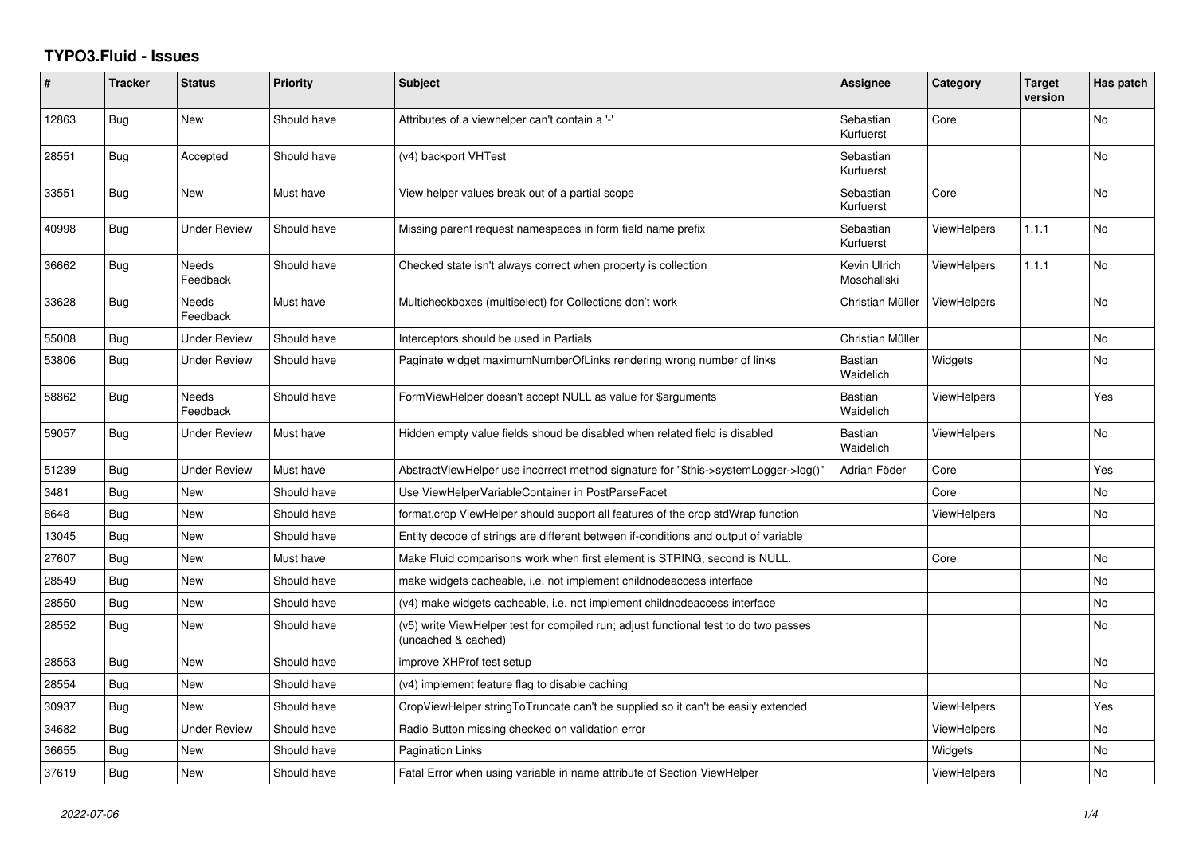# TYPO3.Fluid - Issues

| # | Tracker | Status | Priority | Subject | Assignee | Category | Target version | Has patch |
|---|---|---|---|---|---|---|---|---|
| 12863 | Bug | New | Should have | Attributes of a viewhelper can't contain a '-' | Sebastian Kurfuerst | Core | | No |
| 28551 | Bug | Accepted | Should have | (v4) backport VHTest | Sebastian Kurfuerst | | | No |
| 33551 | Bug | New | Must have | View helper values break out of a partial scope | Sebastian Kurfuerst | Core | | No |
| 40998 | Bug | Under Review | Should have | Missing parent request namespaces in form field name prefix | Sebastian Kurfuerst | ViewHelpers | 1.1.1 | No |
| 36662 | Bug | Needs Feedback | Should have | Checked state isn't always correct when property is collection | Kevin Ulrich Moschallski | ViewHelpers | 1.1.1 | No |
| 33628 | Bug | Needs Feedback | Must have | Multicheckboxes (multiselect) for Collections don't work | Christian Müller | ViewHelpers | | No |
| 55008 | Bug | Under Review | Should have | Interceptors should be used in Partials | Christian Müller | | | No |
| 53806 | Bug | Under Review | Should have | Paginate widget maximumNumberOfLinks rendering wrong number of links | Bastian Waidelich | Widgets | | No |
| 58862 | Bug | Needs Feedback | Should have | FormViewHelper doesn't accept NULL as value for $arguments | Bastian Waidelich | ViewHelpers | | Yes |
| 59057 | Bug | Under Review | Must have | Hidden empty value fields shoud be disabled when related field is disabled | Bastian Waidelich | ViewHelpers | | No |
| 51239 | Bug | Under Review | Must have | AbstractViewHelper use incorrect method signature for "$this->systemLogger->log()" | Adrian Föder | Core | | Yes |
| 3481 | Bug | New | Should have | Use ViewHelperVariableContainer in PostParseFacet | | Core | | No |
| 8648 | Bug | New | Should have | format.crop ViewHelper should support all features of the crop stdWrap function | | ViewHelpers | | No |
| 13045 | Bug | New | Should have | Entity decode of strings are different between if-conditions and output of variable | | | | |
| 27607 | Bug | New | Must have | Make Fluid comparisons work when first element is STRING, second is NULL. | | Core | | No |
| 28549 | Bug | New | Should have | make widgets cacheable, i.e. not implement childnodeaccess interface | | | | No |
| 28550 | Bug | New | Should have | (v4) make widgets cacheable, i.e. not implement childnodeaccess interface | | | | No |
| 28552 | Bug | New | Should have | (v5) write ViewHelper test for compiled run; adjust functional test to do two passes (uncached & cached) | | | | No |
| 28553 | Bug | New | Should have | improve XHProf test setup | | | | No |
| 28554 | Bug | New | Should have | (v4) implement feature flag to disable caching | | | | No |
| 30937 | Bug | New | Should have | CropViewHelper stringToTruncate can't be supplied so it can't be easily extended | | ViewHelpers | | Yes |
| 34682 | Bug | Under Review | Should have | Radio Button missing checked on validation error | | ViewHelpers | | No |
| 36655 | Bug | New | Should have | Pagination Links | | Widgets | | No |
| 37619 | Bug | New | Should have | Fatal Error when using variable in name attribute of Section ViewHelper | | ViewHelpers | | No |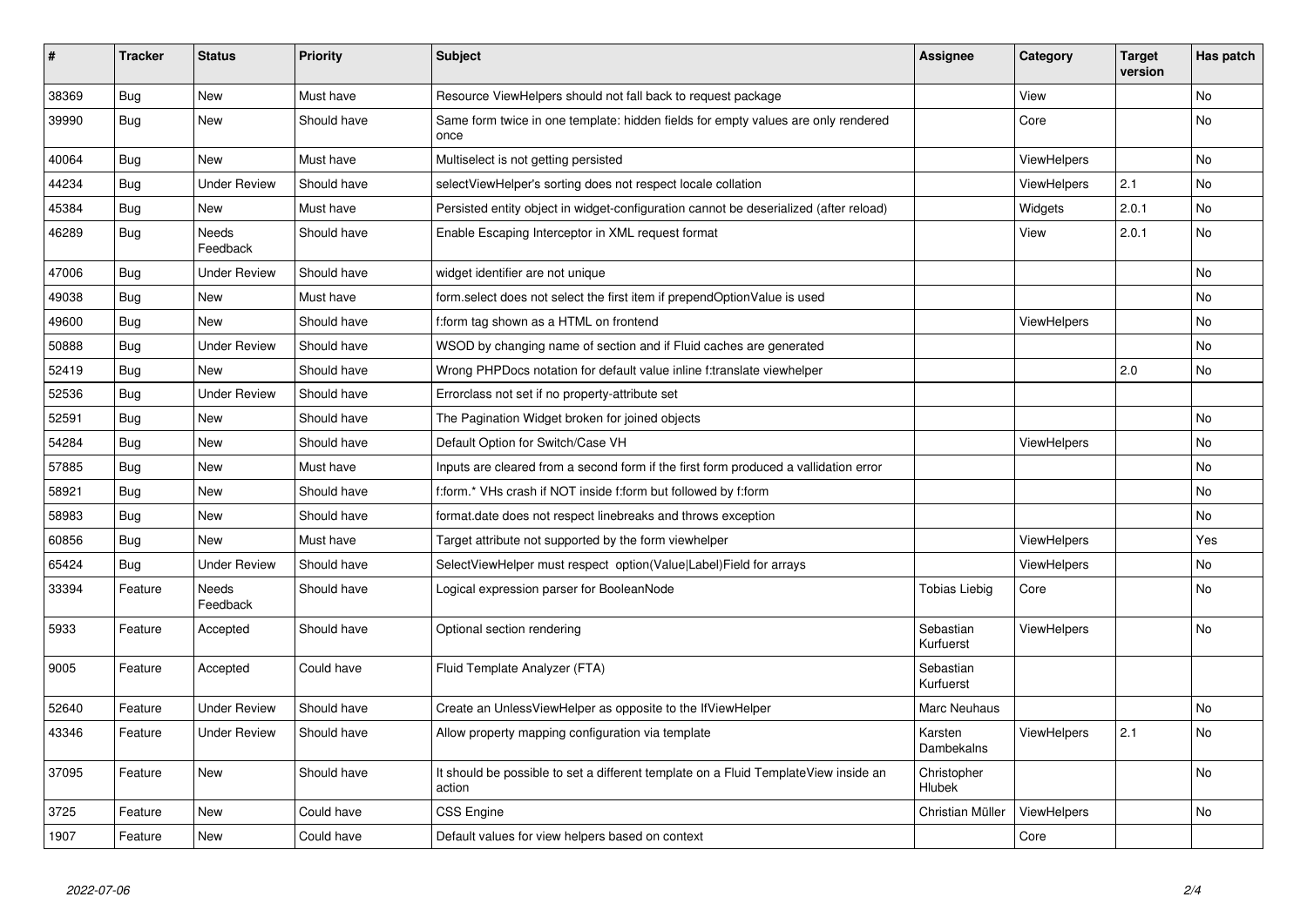| # | Tracker | Status | Priority | Subject | Assignee | Category | Target version | Has patch |
|---|---|---|---|---|---|---|---|---|
| 38369 | Bug | New | Must have | Resource ViewHelpers should not fall back to request package | | View | | No |
| 39990 | Bug | New | Should have | Same form twice in one template: hidden fields for empty values are only rendered once | | Core | | No |
| 40064 | Bug | New | Must have | Multiselect is not getting persisted | | ViewHelpers | | No |
| 44234 | Bug | Under Review | Should have | selectViewHelper's sorting does not respect locale collation | | ViewHelpers | 2.1 | No |
| 45384 | Bug | New | Must have | Persisted entity object in widget-configuration cannot be deserialized (after reload) | | Widgets | 2.0.1 | No |
| 46289 | Bug | Needs Feedback | Should have | Enable Escaping Interceptor in XML request format | | View | 2.0.1 | No |
| 47006 | Bug | Under Review | Should have | widget identifier are not unique | | | | No |
| 49038 | Bug | New | Must have | form.select does not select the first item if prependOptionValue is used | | | | No |
| 49600 | Bug | New | Should have | f:form tag shown as a HTML on frontend | | ViewHelpers | | No |
| 50888 | Bug | Under Review | Should have | WSOD by changing name of section and if Fluid caches are generated | | | | No |
| 52419 | Bug | New | Should have | Wrong PHPDocs notation for default value inline f:translate viewhelper | | | 2.0 | No |
| 52536 | Bug | Under Review | Should have | Errorclass not set if no property-attribute set | | | | |
| 52591 | Bug | New | Should have | The Pagination Widget broken for joined objects | | | | No |
| 54284 | Bug | New | Should have | Default Option for Switch/Case VH | | ViewHelpers | | No |
| 57885 | Bug | New | Must have | Inputs are cleared from a second form if the first form produced a vallidation error | | | | No |
| 58921 | Bug | New | Should have | f:form.* VHs crash if NOT inside f:form but followed by f:form | | | | No |
| 58983 | Bug | New | Should have | format.date does not respect linebreaks and throws exception | | | | No |
| 60856 | Bug | New | Must have | Target attribute not supported by the form viewhelper | | ViewHelpers | | Yes |
| 65424 | Bug | Under Review | Should have | SelectViewHelper must respect option(Value\|Label)Field for arrays | | ViewHelpers | | No |
| 33394 | Feature | Needs Feedback | Should have | Logical expression parser for BooleanNode | Tobias Liebig | Core | | No |
| 5933 | Feature | Accepted | Should have | Optional section rendering | Sebastian Kurfuerst | ViewHelpers | | No |
| 9005 | Feature | Accepted | Could have | Fluid Template Analyzer (FTA) | Sebastian Kurfuerst | | | |
| 52640 | Feature | Under Review | Should have | Create an UnlessViewHelper as opposite to the IfViewHelper | Marc Neuhaus | | | No |
| 43346 | Feature | Under Review | Should have | Allow property mapping configuration via template | Karsten Dambekalns | ViewHelpers | 2.1 | No |
| 37095 | Feature | New | Should have | It should be possible to set a different template on a Fluid TemplateView inside an action | Christopher Hlubek | | | No |
| 3725 | Feature | New | Could have | CSS Engine | Christian Müller | ViewHelpers | | No |
| 1907 | Feature | New | Could have | Default values for view helpers based on context | | Core | | |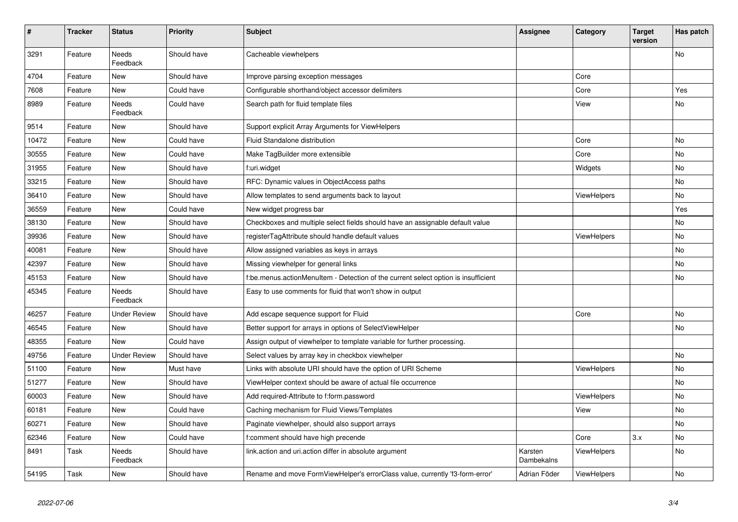| # | Tracker | Status | Priority | Subject | Assignee | Category | Target version | Has patch |
|---|---|---|---|---|---|---|---|---|
| 3291 | Feature | Needs Feedback | Should have | Cacheable viewhelpers | | | | No |
| 4704 | Feature | New | Should have | Improve parsing exception messages | | Core | | |
| 7608 | Feature | New | Could have | Configurable shorthand/object accessor delimiters | | Core | | Yes |
| 8989 | Feature | Needs Feedback | Could have | Search path for fluid template files | | View | | No |
| 9514 | Feature | New | Should have | Support explicit Array Arguments for ViewHelpers | | | | |
| 10472 | Feature | New | Could have | Fluid Standalone distribution | | Core | | No |
| 30555 | Feature | New | Could have | Make TagBuilder more extensible | | Core | | No |
| 31955 | Feature | New | Should have | f:uri.widget | | Widgets | | No |
| 33215 | Feature | New | Should have | RFC: Dynamic values in ObjectAccess paths | | | | No |
| 36410 | Feature | New | Should have | Allow templates to send arguments back to layout | | ViewHelpers | | No |
| 36559 | Feature | New | Could have | New widget progress bar | | | | Yes |
| 38130 | Feature | New | Should have | Checkboxes and multiple select fields should have an assignable default value | | | | No |
| 39936 | Feature | New | Should have | registerTagAttribute should handle default values | | ViewHelpers | | No |
| 40081 | Feature | New | Should have | Allow assigned variables as keys in arrays | | | | No |
| 42397 | Feature | New | Should have | Missing viewhelper for general links | | | | No |
| 45153 | Feature | New | Should have | f:be.menus.actionMenuItem - Detection of the current select option is insufficient | | | | No |
| 45345 | Feature | Needs Feedback | Should have | Easy to use comments for fluid that won't show in output | | | | |
| 46257 | Feature | Under Review | Should have | Add escape sequence support for Fluid | | Core | | No |
| 46545 | Feature | New | Should have | Better support for arrays in options of SelectViewHelper | | | | No |
| 48355 | Feature | New | Could have | Assign output of viewhelper to template variable for further processing. | | | | |
| 49756 | Feature | Under Review | Should have | Select values by array key in checkbox viewhelper | | | | No |
| 51100 | Feature | New | Must have | Links with absolute URI should have the option of URI Scheme | | ViewHelpers | | No |
| 51277 | Feature | New | Should have | ViewHelper context should be aware of actual file occurrence | | | | No |
| 60003 | Feature | New | Should have | Add required-Attribute to f:form.password | | ViewHelpers | | No |
| 60181 | Feature | New | Could have | Caching mechanism for Fluid Views/Templates | | View | | No |
| 60271 | Feature | New | Should have | Paginate viewhelper, should also support arrays | | | | No |
| 62346 | Feature | New | Could have | f:comment should have high precende | | Core | 3.x | No |
| 8491 | Task | Needs Feedback | Should have | link.action and uri.action differ in absolute argument | Karsten Dambekalns | ViewHelpers | | No |
| 54195 | Task | New | Should have | Rename and move FormViewHelper's errorClass value, currently 'f3-form-error' | Adrian Föder | ViewHelpers | | No |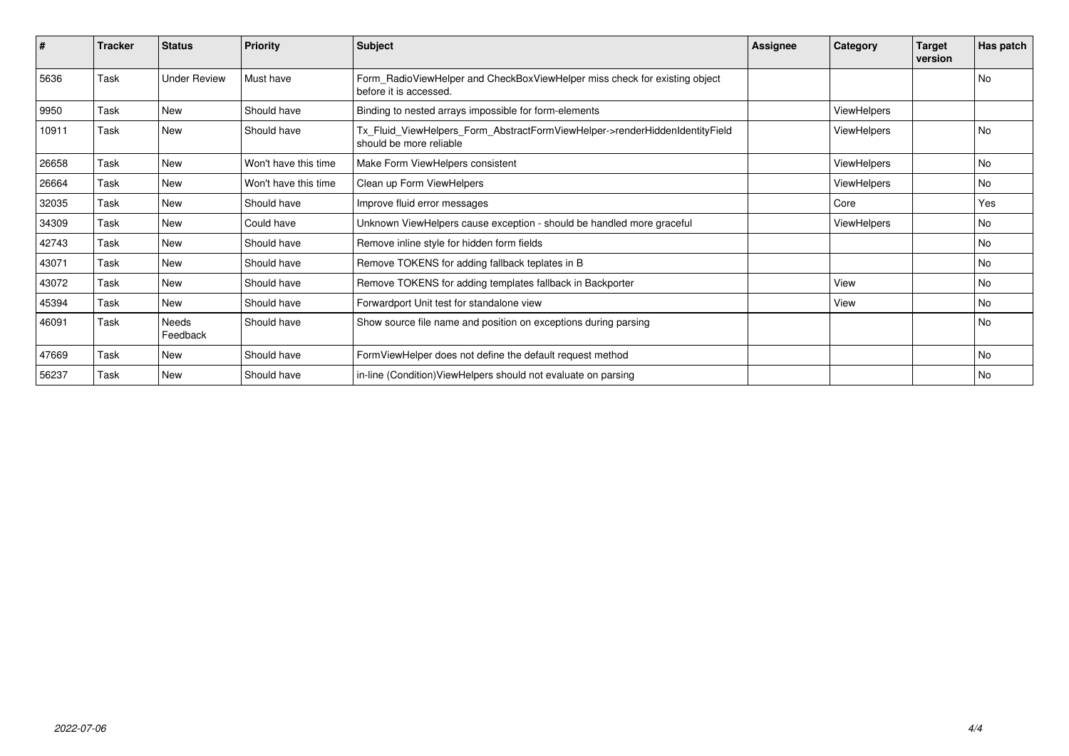| # | Tracker | Status | Priority | Subject | Assignee | Category | Target version | Has patch |
|---|---|---|---|---|---|---|---|---|
| 5636 | Task | Under Review | Must have | Form_RadioViewHelper and CheckBoxViewHelper miss check for existing object before it is accessed. | | | | No |
| 9950 | Task | New | Should have | Binding to nested arrays impossible for form-elements | | ViewHelpers | | |
| 10911 | Task | New | Should have | Tx_Fluid_ViewHelpers_Form_AbstractFormViewHelper->renderHiddenIdentityField should be more reliable | | ViewHelpers | | No |
| 26658 | Task | New | Won't have this time | Make Form ViewHelpers consistent | | ViewHelpers | | No |
| 26664 | Task | New | Won't have this time | Clean up Form ViewHelpers | | ViewHelpers | | No |
| 32035 | Task | New | Should have | Improve fluid error messages | | Core | | Yes |
| 34309 | Task | New | Could have | Unknown ViewHelpers cause exception - should be handled more graceful | | ViewHelpers | | No |
| 42743 | Task | New | Should have | Remove inline style for hidden form fields | | | | No |
| 43071 | Task | New | Should have | Remove TOKENS for adding fallback teplates in B | | | | No |
| 43072 | Task | New | Should have | Remove TOKENS for adding templates fallback in Backporter | | View | | No |
| 45394 | Task | New | Should have | Forwardport Unit test for standalone view | | View | | No |
| 46091 | Task | Needs Feedback | Should have | Show source file name and position on exceptions during parsing | | | | No |
| 47669 | Task | New | Should have | FormViewHelper does not define the default request method | | | | No |
| 56237 | Task | New | Should have | in-line (Condition)ViewHelpers should not evaluate on parsing | | | | No |

*2022-07-06*